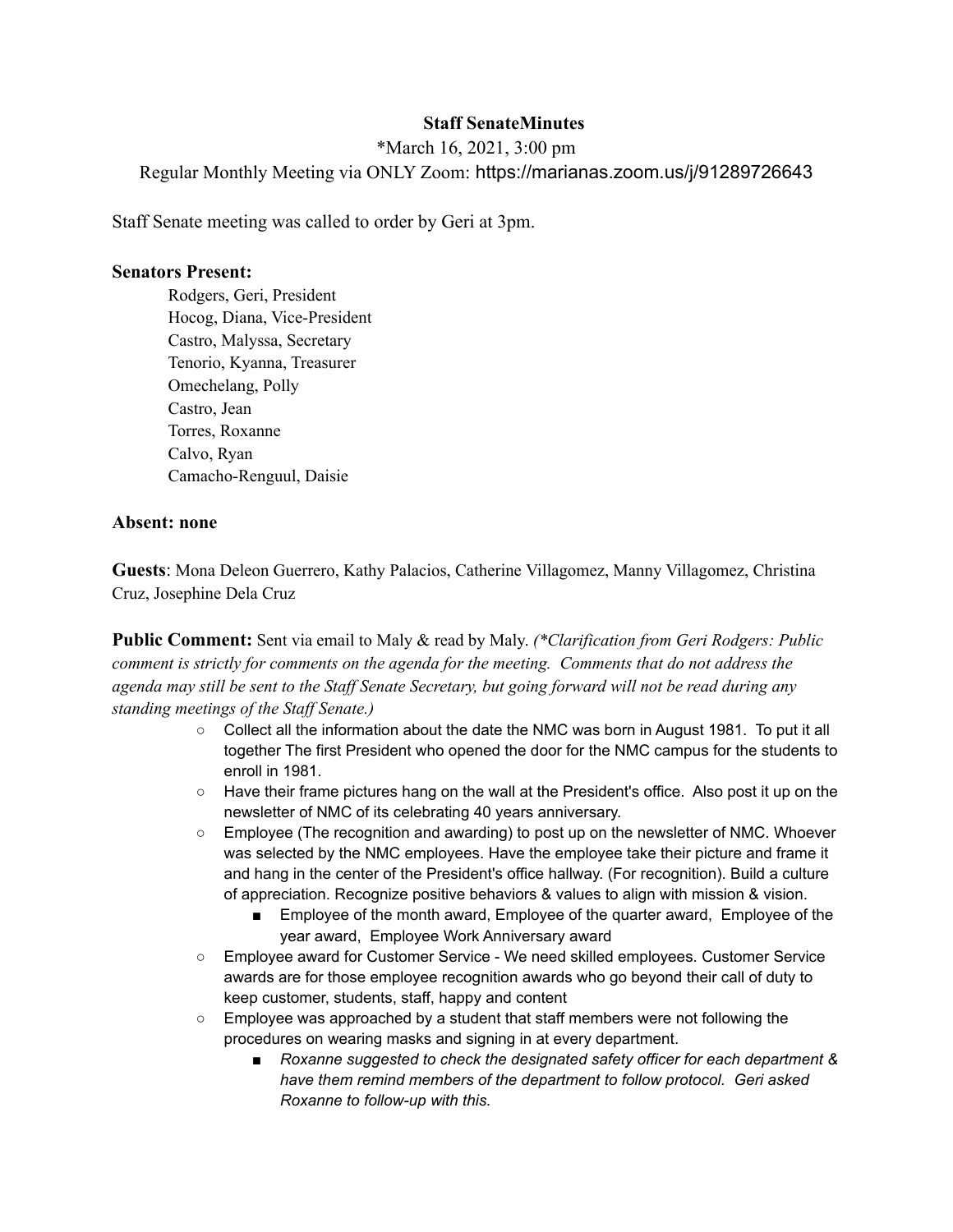# Staff SenateMinutes

*March 16, 2021, 3:00 pm

Regular Monthly Meeting via ONLY Zoom: https://marianas.zoom.us/j/91289726643

Staff Senate meeting was called to order by Geri at 3pm.

**Senators Present:**

Rodgers, Geri, President
Hocog, Diana, Vice-President
Castro, Malyssa, Secretary
Tenorio, Kyanna, Treasurer
Omechelang, Polly
Castro, Jean
Torres, Roxanne
Calvo, Ryan
Camacho-Renguul, Daisie

**Absent: none**

**Guests**: Mona Deleon Guerrero, Kathy Palacios, Catherine Villagomez, Manny Villagomez, Christina Cruz, Josephine Dela Cruz

**Public Comment:** Sent via email to Maly & read by Maly. *(*Clarification from Geri Rodgers: Public comment is strictly for comments on the agenda for the meeting. Comments that do not address the agenda may still be sent to the Staff Senate Secretary, but going forward will not be read during any standing meetings of the Staff Senate.)*

- Collect all the information about the date the NMC was born in August 1981. To put it all together The first President who opened the door for the NMC campus for the students to enroll in 1981.
- Have their frame pictures hang on the wall at the President's office. Also post it up on the newsletter of NMC of its celebrating 40 years anniversary.
- Employee (The recognition and awarding) to post up on the newsletter of NMC. Whoever was selected by the NMC employees. Have the employee take their picture and frame it and hang in the center of the President's office hallway. (For recognition). Build a culture of appreciation. Recognize positive behaviors & values to align with mission & vision.
  - Employee of the month award, Employee of the quarter award, Employee of the year award, Employee Work Anniversary award
- Employee award for Customer Service - We need skilled employees. Customer Service awards are for those employee recognition awards who go beyond their call of duty to keep customer, students, staff, happy and content
- Employee was approached by a student that staff members were not following the procedures on wearing masks and signing in at every department.
  - *Roxanne suggested to check the designated safety officer for each department & have them remind members of the department to follow protocol. Geri asked Roxanne to follow-up with this.*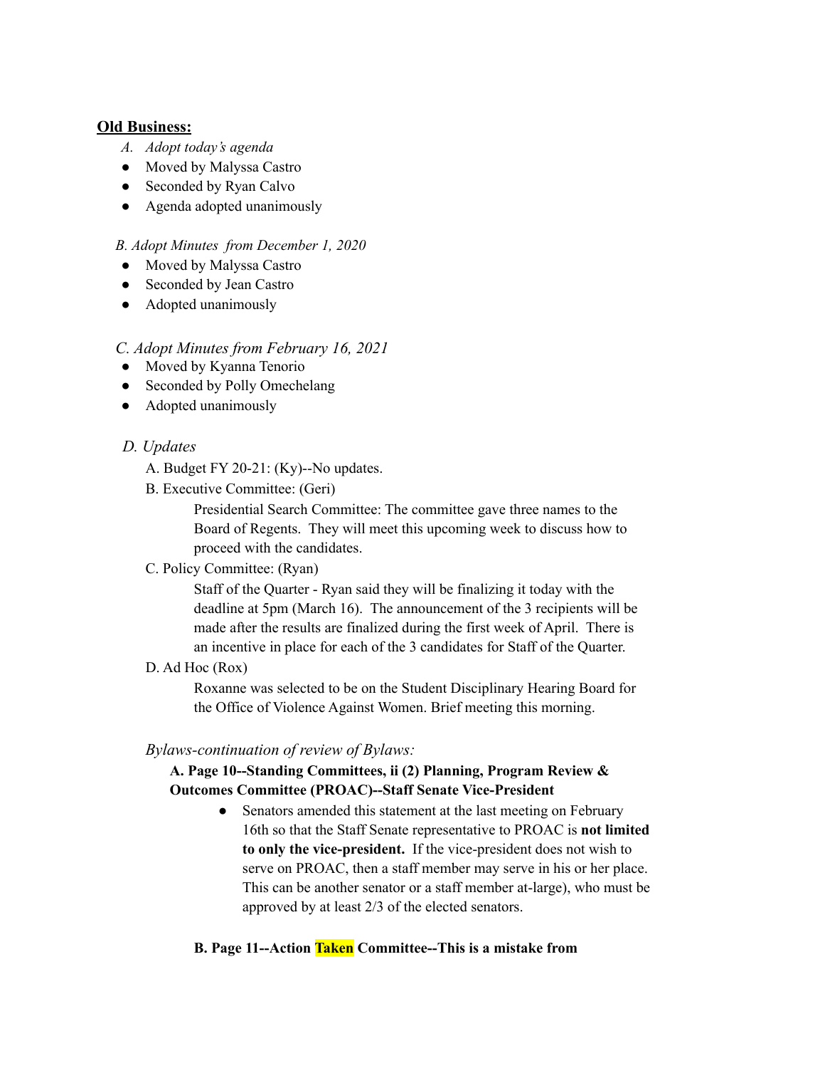**Old Business:**

*A. Adopt today's agenda*

- Moved by Malyssa Castro
- Seconded by Ryan Calvo
- Agenda adopted unanimously

*B. Adopt Minutes from December 1, 2020*

- Moved by Malyssa Castro
- Seconded by Jean Castro
- Adopted unanimously

*C. Adopt Minutes from February 16, 2021*

- Moved by Kyanna Tenorio
- Seconded by Polly Omechelang
- Adopted unanimously

*D. Updates*

A. Budget FY 20-21: (Ky)--No updates.

B. Executive Committee: (Geri)

Presidential Search Committee: The committee gave three names to the Board of Regents. They will meet this upcoming week to discuss how to proceed with the candidates.

C. Policy Committee: (Ryan)

Staff of the Quarter - Ryan said they will be finalizing it today with the deadline at 5pm (March 16). The announcement of the 3 recipients will be made after the results are finalized during the first week of April. There is an incentive in place for each of the 3 candidates for Staff of the Quarter.

D. Ad Hoc (Rox)

Roxanne was selected to be on the Student Disciplinary Hearing Board for the Office of Violence Against Women. Brief meeting this morning.

*Bylaws-continuation of review of Bylaws:*

**A. Page 10--Standing Committees, ii (2) Planning, Program Review & Outcomes Committee (PROAC)--Staff Senate Vice-President**

- Senators amended this statement at the last meeting on February 16th so that the Staff Senate representative to PROAC is **not limited to only the vice-president.** If the vice-president does not wish to serve on PROAC, then a staff member may serve in his or her place. This can be another senator or a staff member at-large), who must be approved by at least 2/3 of the elected senators.

**B. Page 11--Action Taken Committee--This is a mistake from**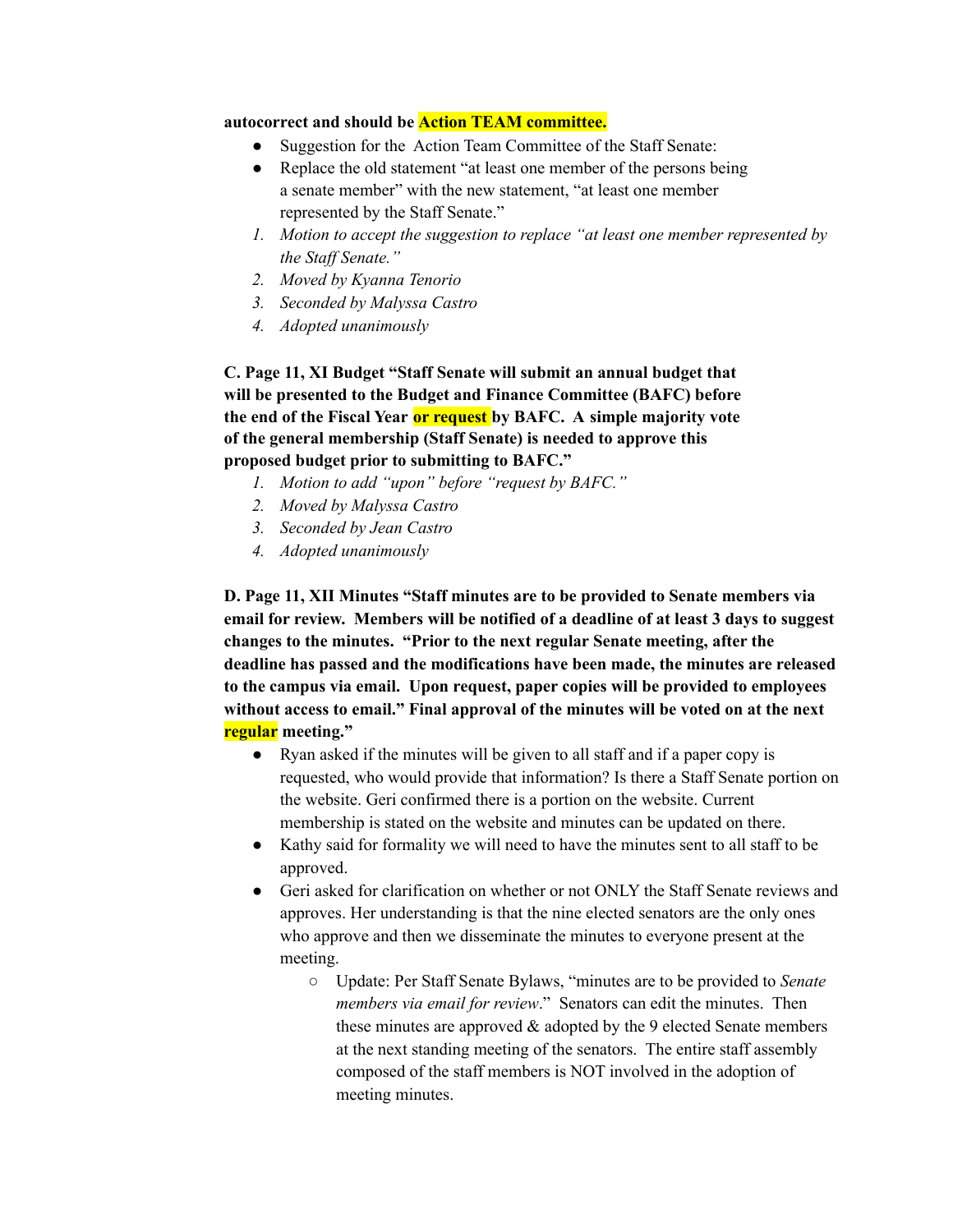**autocorrect and should be Action TEAM committee.**

- Suggestion for the Action Team Committee of the Staff Senate:
- Replace the old statement "at least one member of the persons being a senate member" with the new statement, "at least one member represented by the Staff Senate."

1. *Motion to accept the suggestion to replace "at least one member represented by the Staff Senate."*
2. *Moved by Kyanna Tenorio*
3. *Seconded by Malyssa Castro*
4. *Adopted unanimously*

**C. Page 11, XI Budget "Staff Senate will submit an annual budget that will be presented to the Budget and Finance Committee (BAFC) before the end of the Fiscal Year or request by BAFC. A simple majority vote of the general membership (Staff Senate) is needed to approve this proposed budget prior to submitting to BAFC."**

1. *Motion to add "upon" before "request by BAFC."*
2. *Moved by Malyssa Castro*
3. *Seconded by Jean Castro*
4. *Adopted unanimously*

**D. Page 11, XII Minutes "Staff minutes are to be provided to Senate members via email for review. Members will be notified of a deadline of at least 3 days to suggest changes to the minutes. "Prior to the next regular Senate meeting, after the deadline has passed and the modifications have been made, the minutes are released to the campus via email. Upon request, paper copies will be provided to employees without access to email." Final approval of the minutes will be voted on at the next regular meeting."**

- Ryan asked if the minutes will be given to all staff and if a paper copy is requested, who would provide that information? Is there a Staff Senate portion on the website. Geri confirmed there is a portion on the website. Current membership is stated on the website and minutes can be updated on there.
- Kathy said for formality we will need to have the minutes sent to all staff to be approved.
- Geri asked for clarification on whether or not ONLY the Staff Senate reviews and approves. Her understanding is that the nine elected senators are the only ones who approve and then we disseminate the minutes to everyone present at the meeting.
    - Update: Per Staff Senate Bylaws, "minutes are to be provided to *Senate members via email for review*." Senators can edit the minutes. Then these minutes are approved & adopted by the 9 elected Senate members at the next standing meeting of the senators. The entire staff assembly composed of the staff members is NOT involved in the adoption of meeting minutes.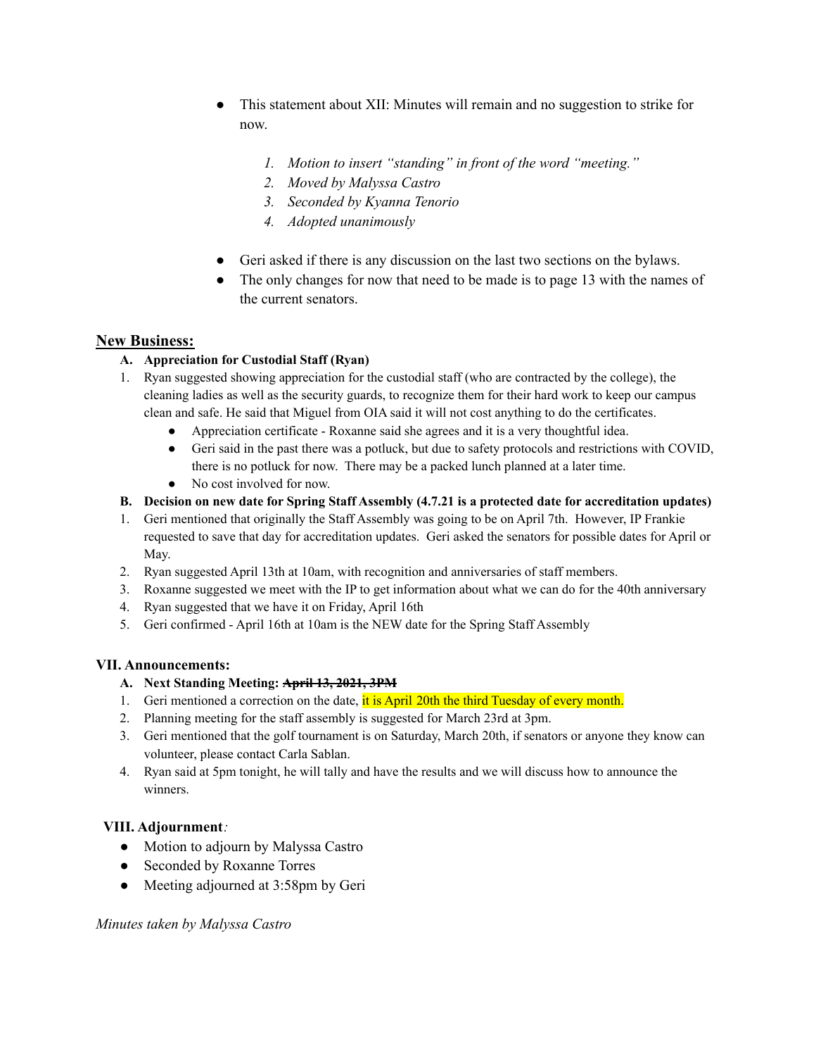- This statement about XII: Minutes will remain and no suggestion to strike for now.

    1. *Motion to insert "standing" in front of the word "meeting."*
    2. *Moved by Malyssa Castro*
    3. *Seconded by Kyanna Tenorio*
    4. *Adopted unanimously*

- Geri asked if there is any discussion on the last two sections on the bylaws.
- The only changes for now that need to be made is to page 13 with the names of the current senators.

## New Business:

**A. Appreciation for Custodial Staff (Ryan)**

1. Ryan suggested showing appreciation for the custodial staff (who are contracted by the college), the cleaning ladies as well as the security guards, to recognize them for their hard work to keep our campus clean and safe. He said that Miguel from OIA said it will not cost anything to do the certificates.
    - Appreciation certificate - Roxanne said she agrees and it is a very thoughtful idea.
    - Geri said in the past there was a potluck, but due to safety protocols and restrictions with COVID, there is no potluck for now. There may be a packed lunch planned at a later time.
    - No cost involved for now.

**B. Decision on new date for Spring Staff Assembly (4.7.21 is a protected date for accreditation updates)**

1. Geri mentioned that originally the Staff Assembly was going to be on April 7th. However, IP Frankie requested to save that day for accreditation updates. Geri asked the senators for possible dates for April or May.
2. Ryan suggested April 13th at 10am, with recognition and anniversaries of staff members.
3. Roxanne suggested we meet with the IP to get information about what we can do for the 40th anniversary
4. Ryan suggested that we have it on Friday, April 16th
5. Geri confirmed - April 16th at 10am is the NEW date for the Spring Staff Assembly

## VII. Announcements:

**A. Next Standing Meeting: ~~April 13, 2021, 3PM~~**

1. Geri mentioned a correction on the date, it is April 20th the third Tuesday of every month.
2. Planning meeting for the staff assembly is suggested for March 23rd at 3pm.
3. Geri mentioned that the golf tournament is on Saturday, March 20th, if senators or anyone they know can volunteer, please contact Carla Sablan.
4. Ryan said at 5pm tonight, he will tally and have the results and we will discuss how to announce the winners.

## VIII. Adjournment*:*

- Motion to adjourn by Malyssa Castro
- Seconded by Roxanne Torres
- Meeting adjourned at 3:58pm by Geri

*Minutes taken by Malyssa Castro*